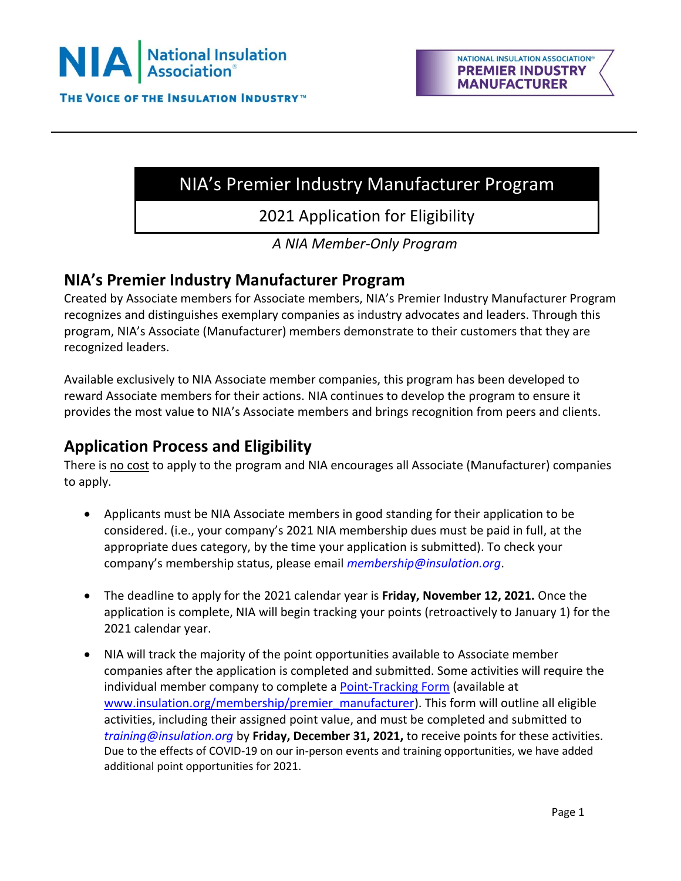NIA | National Insulation Association®

THE VOICE OF THE INSULATION INDUSTRY™

NATIONAL INSULATION ASSOCIATION® PREMIER INDUSTRY MANUFACTURER

# NIA's Premier Industry Manufacturer Program

## 2021 Application for Eligibility

*A NIA Member-Only Program*

## NIA's Premier Industry Manufacturer Program

Created by Associate members for Associate members, NIA's Premier Industry Manufacturer Program recognizes and distinguishes exemplary companies as industry advocates and leaders. Through this program, NIA's Associate (Manufacturer) members demonstrate to their customers that they are recognized leaders.

Available exclusively to NIA Associate member companies, this program has been developed to reward Associate members for their actions. NIA continues to develop the program to ensure it provides the most value to NIA's Associate members and brings recognition from peers and clients.

## Application Process and Eligibility

There is no cost to apply to the program and NIA encourages all Associate (Manufacturer) companies to apply.

- Applicants must be NIA Associate members in good standing for their application to be considered. (i.e., your company's 2021 NIA membership dues must be paid in full, at the appropriate dues category, by the time your application is submitted). To check your company's membership status, please email *membership@insulation.org*.
- The deadline to apply for the 2021 calendar year is **Friday, November 12, 2021.** Once the application is complete, NIA will begin tracking your points (retroactively to January 1) for the 2021 calendar year.
- NIA will track the majority of the point opportunities available to Associate member companies after the application is completed and submitted. Some activities will require the individual member company to complete a Point-Tracking Form (available at www.insulation.org/membership/premier_manufacturer). This form will outline all eligible activities, including their assigned point value, and must be completed and submitted to *training@insulation.org* by **Friday, December 31, 2021,** to receive points for these activities. Due to the effects of COVID-19 on our in-person events and training opportunities, we have added additional point opportunities for 2021.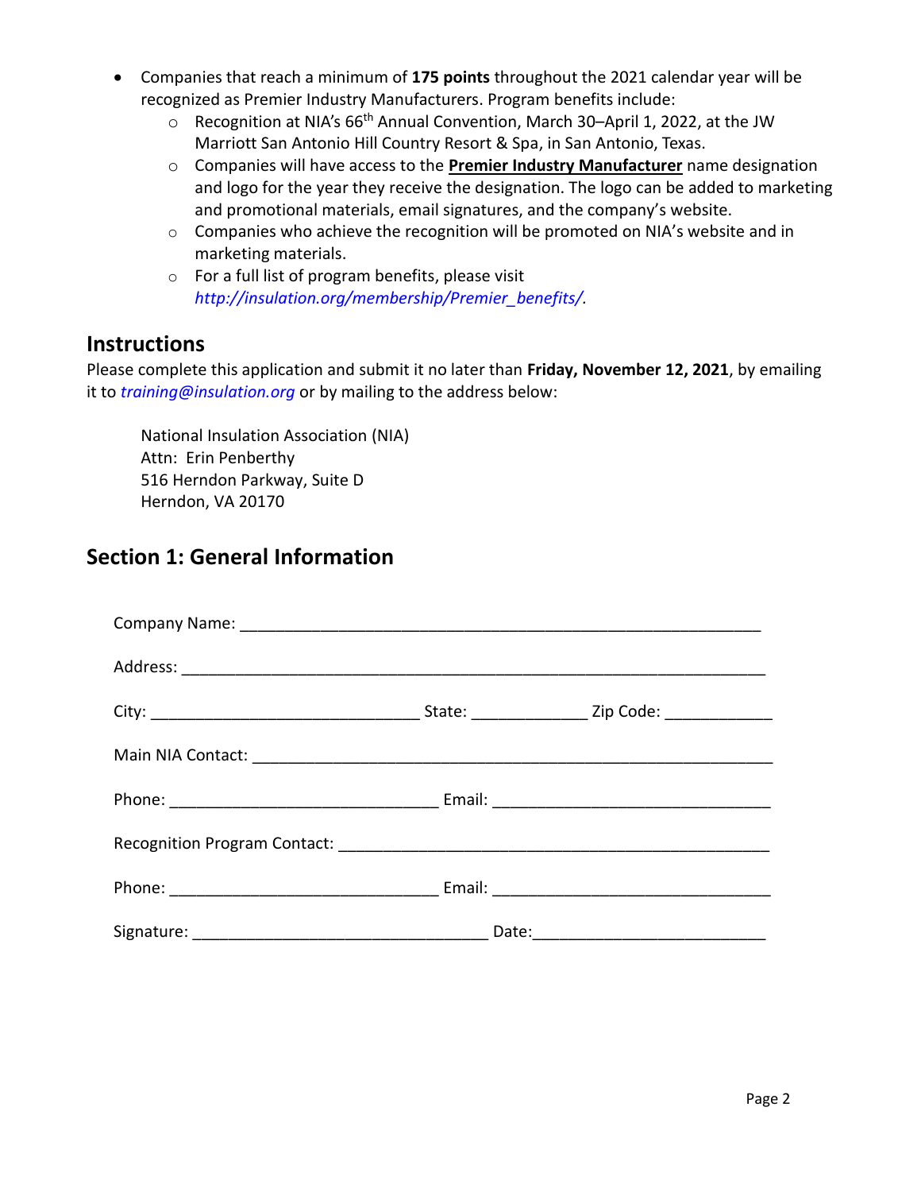- Companies that reach a minimum of **175 points** throughout the 2021 calendar year will be recognized as Premier Industry Manufacturers. Program benefits include:
    - Recognition at NIA's 66th Annual Convention, March 30–April 1, 2022, at the JW Marriott San Antonio Hill Country Resort & Spa, in San Antonio, Texas.
    - Companies will have access to the **Premier Industry Manufacturer** name designation and logo for the year they receive the designation. The logo can be added to marketing and promotional materials, email signatures, and the company's website.
    - Companies who achieve the recognition will be promoted on NIA's website and in marketing materials.
    - For a full list of program benefits, please visit *http://insulation.org/membership/Premier_benefits/.*

## Instructions

Please complete this application and submit it no later than **Friday, November 12, 2021**, by emailing it to *training@insulation.org* or by mailing to the address below:

National Insulation Association (NIA)
Attn: Erin Penberthy
516 Herndon Parkway, Suite D
Herndon, VA 20170

## Section 1: General Information

Company Name: ____________________________________________________________

Address: _________________________________________________________________

City: ______________________________ State: _____________ Zip Code: ____________

Main NIA Contact: ___________________________________________________________

Phone: ______________________________ Email: ______________________________

Recognition Program Contact: ________________________________________________

Phone: ______________________________ Email: ______________________________

Signature: _________________________________ Date:_________________________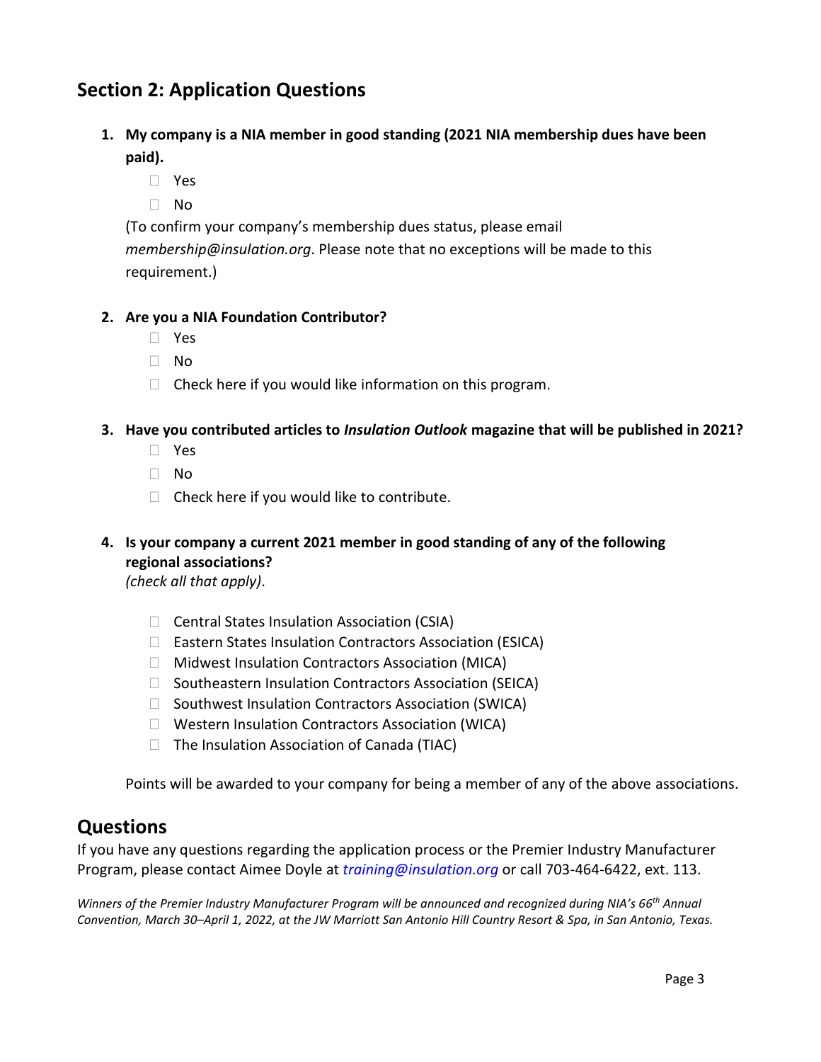## Section 2: Application Questions

1. **My company is a NIA member in good standing (2021 NIA membership dues have been paid).**
   - ☐ Yes
   - ☐ No

   (To confirm your company's membership dues status, please email *membership@insulation.org*. Please note that no exceptions will be made to this requirement.)

2. **Are you a NIA Foundation Contributor?**
   - ☐ Yes
   - ☐ No
   - ☐ Check here if you would like information on this program.

3. **Have you contributed articles to *Insulation Outlook* magazine that will be published in 2021?**
   - ☐ Yes
   - ☐ No
   - ☐ Check here if you would like to contribute.

4. **Is your company a current 2021 member in good standing of any of the following regional associations?**
   *(check all that apply)*.

   - ☐ Central States Insulation Association (CSIA)
   - ☐ Eastern States Insulation Contractors Association (ESICA)
   - ☐ Midwest Insulation Contractors Association (MICA)
   - ☐ Southeastern Insulation Contractors Association (SEICA)
   - ☐ Southwest Insulation Contractors Association (SWICA)
   - ☐ Western Insulation Contractors Association (WICA)
   - ☐ The Insulation Association of Canada (TIAC)

   Points will be awarded to your company for being a member of any of the above associations.

## Questions

If you have any questions regarding the application process or the Premier Industry Manufacturer Program, please contact Aimee Doyle at *training@insulation.org* or call 703-464-6422, ext. 113.

*Winners of the Premier Industry Manufacturer Program will be announced and recognized during NIA's 66th Annual Convention, March 30–April 1, 2022, at the JW Marriott San Antonio Hill Country Resort & Spa, in San Antonio, Texas.*